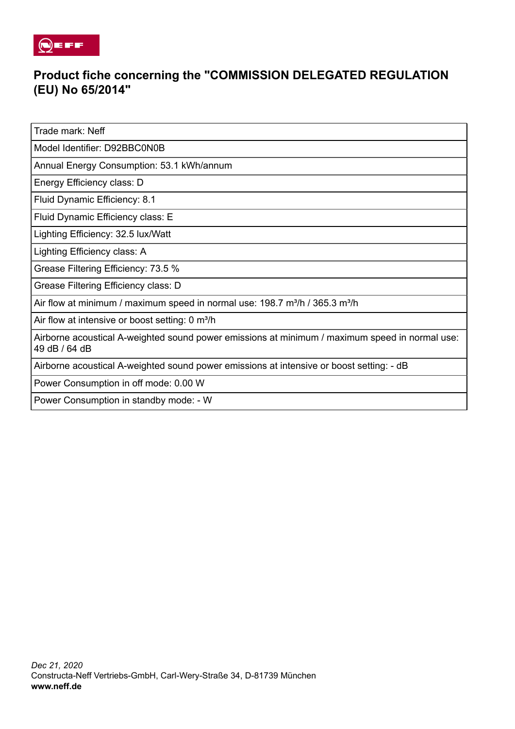## Product fiche concerning the "COMMISSION DELEGATED REGULATION (EU) No 65/2014"

| Trade mark: Neff |
|---|
| Model Identifier: D92BBC0N0B |
| Annual Energy Consumption: 53.1 kWh/annum |
| Energy Efficiency class: D |
| Fluid Dynamic Efficiency: 8.1 |
| Fluid Dynamic Efficiency class: E |
| Lighting Efficiency: 32.5 lux/Watt |
| Lighting Efficiency class: A |
| Grease Filtering Efficiency: 73.5 % |
| Grease Filtering Efficiency class: D |
| Air flow at minimum / maximum speed in normal use: 198.7 m³/h / 365.3 m³/h |
| Air flow at intensive or boost setting: 0 m³/h |
| Airborne acoustical A-weighted sound power emissions at minimum / maximum speed in normal use: 49 dB / 64 dB |
| Airborne acoustical A-weighted sound power emissions at intensive or boost setting: - dB |
| Power Consumption in off mode: 0.00 W |
| Power Consumption in standby mode: - W |

*Dec 21, 2020*
Constructa-Neff Vertriebs-GmbH, Carl-Wery-Straße 34, D-81739 München
**www.neff.de**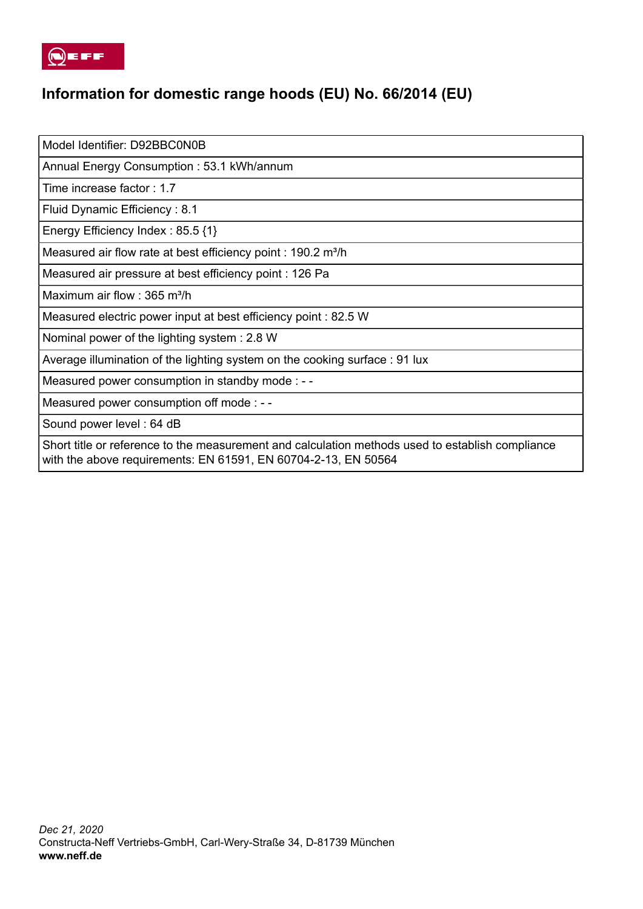# Information for domestic range hoods (EU) No. 66/2014 (EU)

| |
|---|
| Model Identifier: D92BBC0N0B |
| Annual Energy Consumption : 53.1 kWh/annum |
| Time increase factor : 1.7 |
| Fluid Dynamic Efficiency : 8.1 |
| Energy Efficiency Index : 85.5 {1} |
| Measured air flow rate at best efficiency point : 190.2 m³/h |
| Measured air pressure at best efficiency point : 126 Pa |
| Maximum air flow : 365 m³/h |
| Measured electric power input at best efficiency point : 82.5 W |
| Nominal power of the lighting system : 2.8 W |
| Average illumination of the lighting system on the cooking surface : 91 lux |
| Measured power consumption in standby mode : - - |
| Measured power consumption off mode : - - |
| Sound power level : 64 dB |
| Short title or reference to the measurement and calculation methods used to establish compliance with the above requirements: EN 61591, EN 60704-2-13, EN 50564 |

*Dec 21, 2020*
Constructa-Neff Vertriebs-GmbH, Carl-Wery-Straße 34, D-81739 München
**www.neff.de**